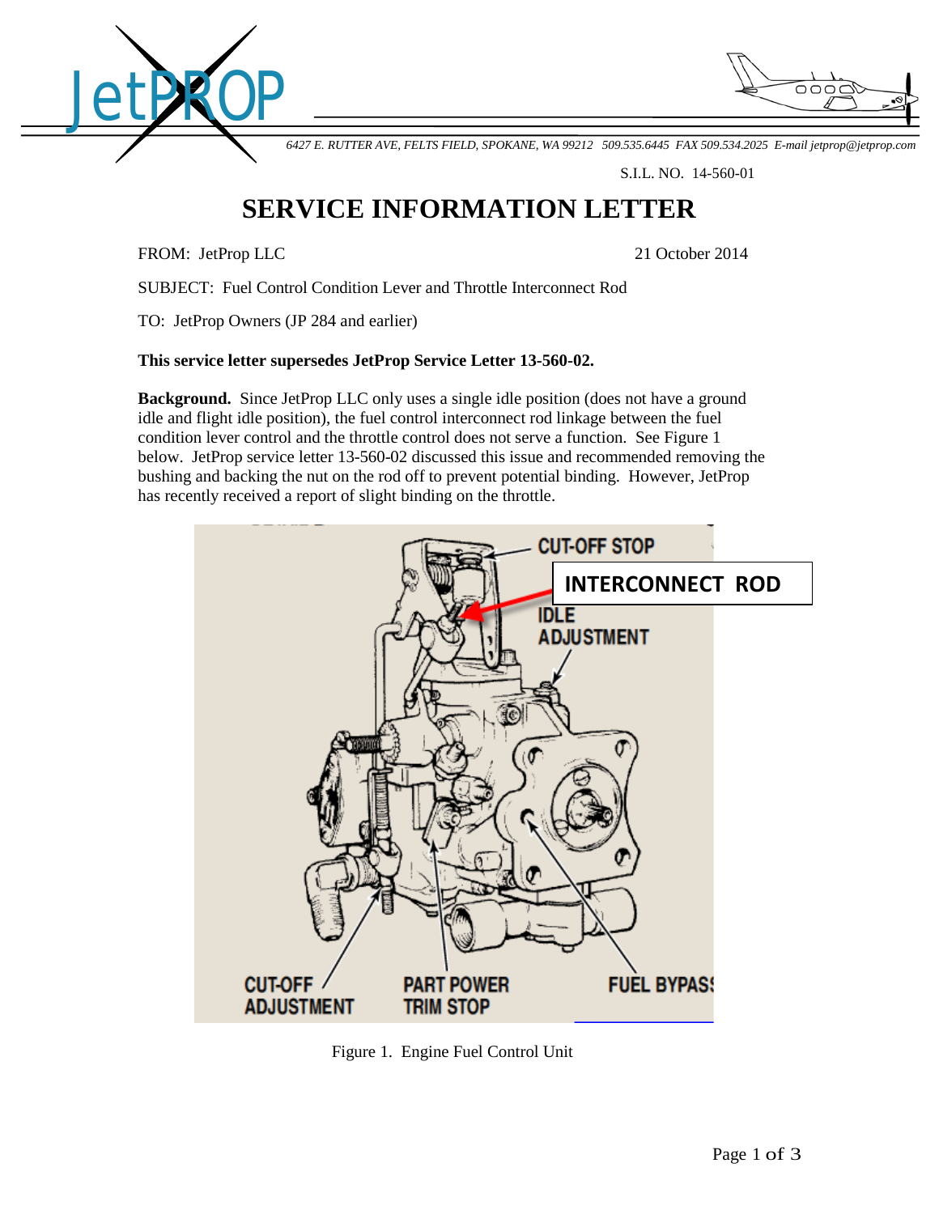JetPROP

*6427 E. RUTTER AVE, FELTS FIELD, SPOKANE, WA 99212 509.535.6445 FAX 509.534.2025 E-mail jetprop@jetprop.com*

S.I.L. NO. 14-560-01

# SERVICE INFORMATION LETTER

FROM: JetProp LLC

21 October 2014

SUBJECT: Fuel Control Condition Lever and Throttle Interconnect Rod

TO: JetProp Owners (JP 284 and earlier)

**This service letter supersedes JetProp Service Letter 13-560-02.**

**Background.** Since JetProp LLC only uses a single idle position (does not have a ground idle and flight idle position), the fuel control interconnect rod linkage between the fuel condition lever control and the throttle control does not serve a function. See Figure 1 below. JetProp service letter 13-560-02 discussed this issue and recommended removing the bushing and backing the nut on the rod off to prevent potential binding. However, JetProp has recently received a report of slight binding on the throttle.

CUT-OFF STOP

INTERCONNECT ROD

IDLE ADJUSTMENT

CUT-OFF ADJUSTMENT

PART POWER TRIM STOP

FUEL BYPASS

Figure 1. Engine Fuel Control Unit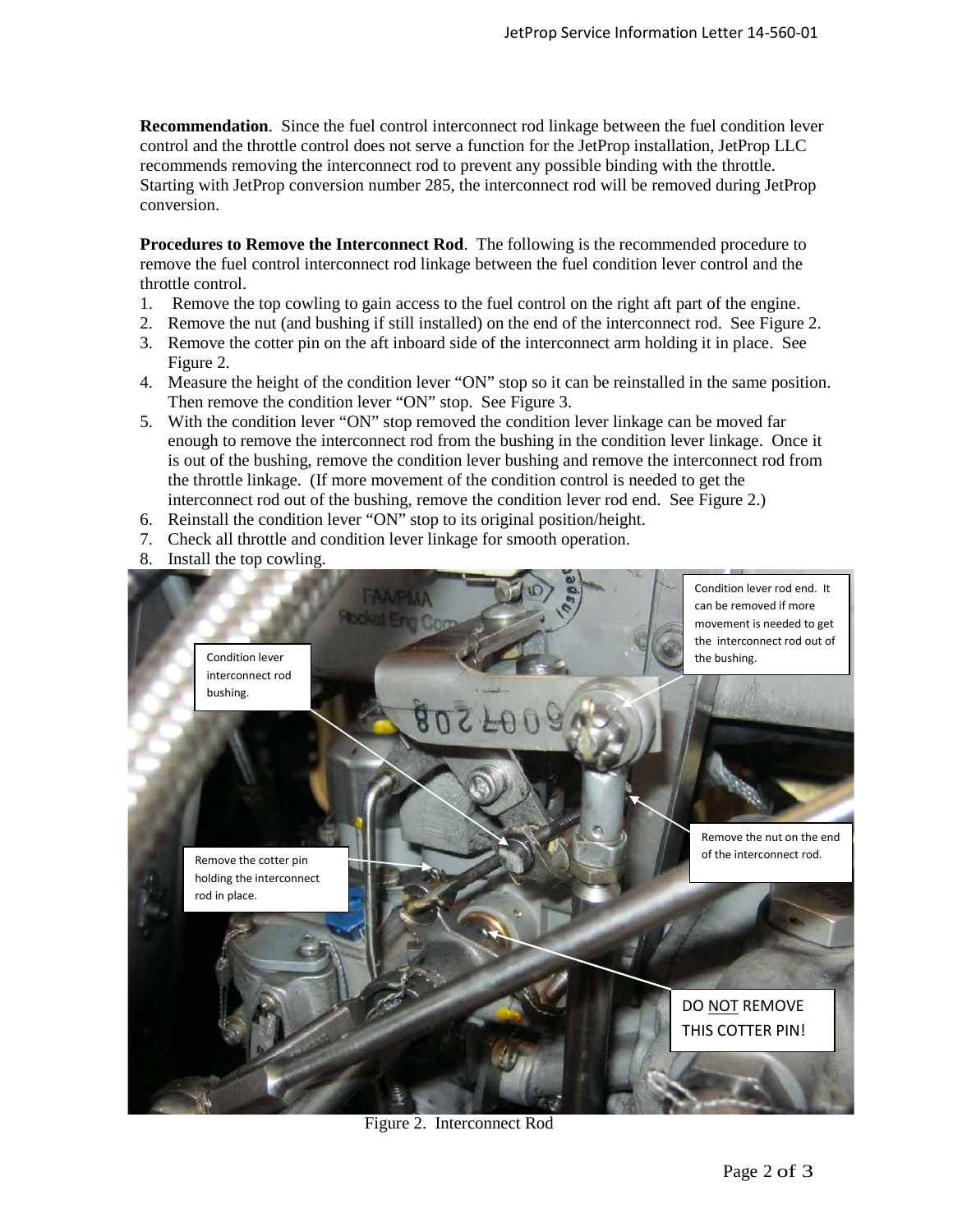**Recommendation**. Since the fuel control interconnect rod linkage between the fuel condition lever control and the throttle control does not serve a function for the JetProp installation, JetProp LLC recommends removing the interconnect rod to prevent any possible binding with the throttle. Starting with JetProp conversion number 285, the interconnect rod will be removed during JetProp conversion.

**Procedures to Remove the Interconnect Rod**. The following is the recommended procedure to remove the fuel control interconnect rod linkage between the fuel condition lever control and the throttle control.

1. Remove the top cowling to gain access to the fuel control on the right aft part of the engine.
2. Remove the nut (and bushing if still installed) on the end of the interconnect rod. See Figure 2.
3. Remove the cotter pin on the aft inboard side of the interconnect arm holding it in place. See Figure 2.
4. Measure the height of the condition lever "ON" stop so it can be reinstalled in the same position. Then remove the condition lever "ON" stop. See Figure 3.
5. With the condition lever "ON" stop removed the condition lever linkage can be moved far enough to remove the interconnect rod from the bushing in the condition lever linkage. Once it is out of the bushing, remove the condition lever bushing and remove the interconnect rod from the throttle linkage. (If more movement of the condition control is needed to get the interconnect rod out of the bushing, remove the condition lever rod end. See Figure 2.)
6. Reinstall the condition lever "ON" stop to its original position/height.
7. Check all throttle and condition lever linkage for smooth operation.
8. Install the top cowling.

Condition lever interconnect rod bushing.

Condition lever rod end. It can be removed if more movement is needed to get the interconnect rod out of the bushing.

Remove the nut on the end of the interconnect rod.

Remove the cotter pin holding the interconnect rod in place.

DO NOT REMOVE THIS COTTER PIN!

Figure 2. Interconnect Rod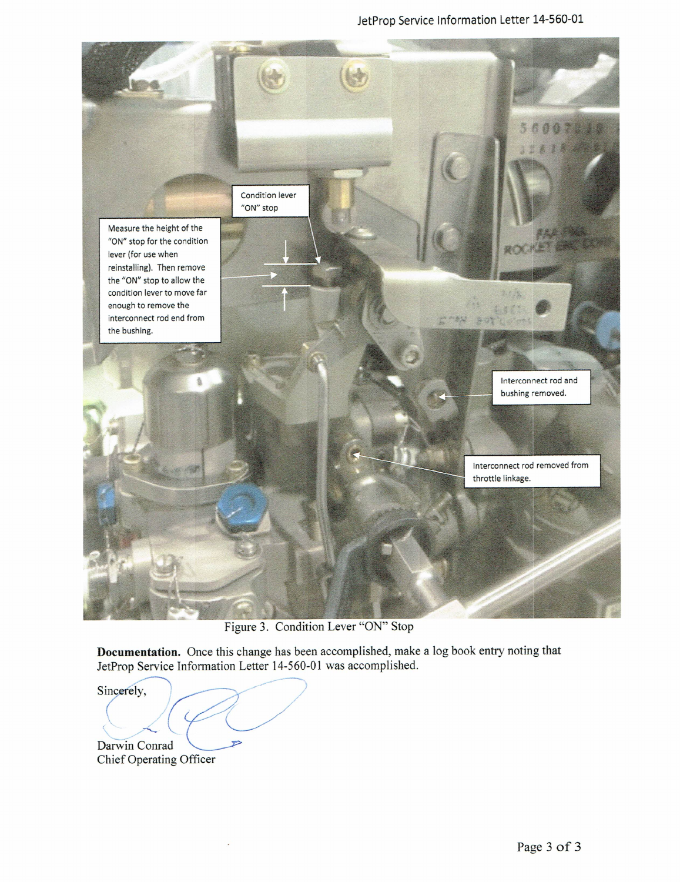Figure 3. Condition Lever "ON" Stop

**Documentation.** Once this change has been accomplished, make a log book entry noting that JetProp Service Information Letter 14-560-01 was accomplished.

Sincerely,

Darwin Conrad
Chief Operating Officer